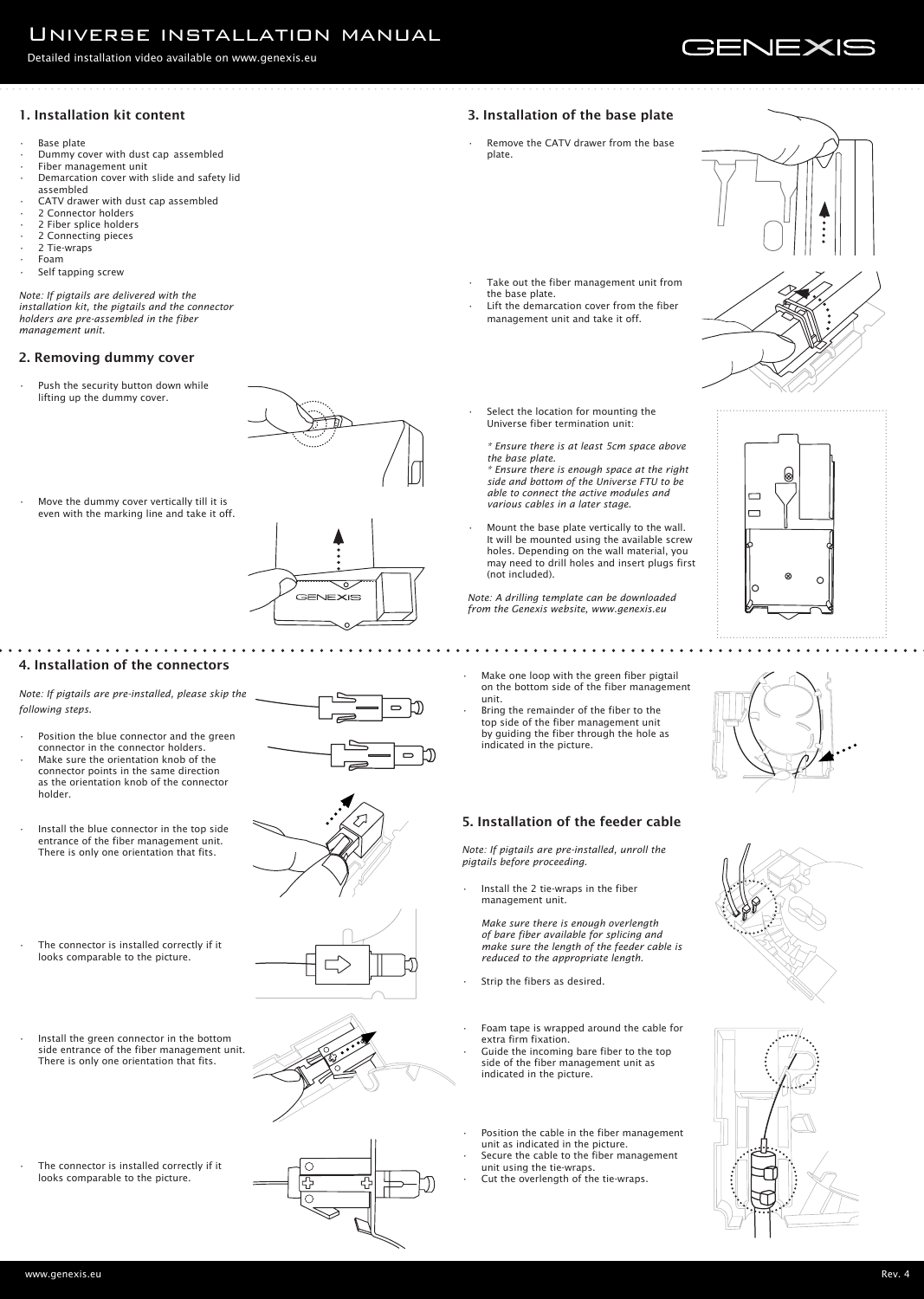# Universe installation manual

Detailed installation video available on www.genexis.eu

GENEXIS

## 1. Installation kit content

- Base plate
- Dummy cover with dust cap assembled
- Fiber management unit
- Demarcation cover with slide and safety lid assembled
- CATV drawer with dust cap assembled
- 2 Connector holders
- 2 Fiber splice holders
- 2 Connecting pieces
- 2 Tie-wraps
- Foam
- Self tapping screw

*Note: If pigtails are delivered with the installation kit, the pigtails and the connector holders are pre-assembled in the fiber management unit.*

## 2. Removing dummy cover

- Push the security button down while lifting up the dummy cover.
- Move the dummy cover vertically till it is even with the marking line and take it off.

## 3. Installation of the base plate

- Remove the CATV drawer from the base plate.
- Take out the fiber management unit from the base plate.
- Lift the demarcation cover from the fiber management unit and take it off.
- Select the location for mounting the Universe fiber termination unit:

  *\* Ensure there is at least 5cm space above the base plate.*
  *\* Ensure there is enough space at the right side and bottom of the Universe FTU to be able to connect the active modules and various cables in a later stage.*

- Mount the base plate vertically to the wall. It will be mounted using the available screw holes. Depending on the wall material, you may need to drill holes and insert plugs first (not included).

*Note: A drilling template can be downloaded from the Genexis website, www.genexis.eu*

## 4. Installation of the connectors

*Note: If pigtails are pre-installed, please skip the following steps.*

- Position the blue connector and the green connector in the connector holders.
- Make sure the orientation knob of the connector points in the same direction as the orientation knob of the connector holder.
- Install the blue connector in the top side entrance of the fiber management unit. There is only one orientation that fits.
- The connector is installed correctly if it looks comparable to the picture.
- Install the green connector in the bottom side entrance of the fiber management unit. There is only one orientation that fits.
- The connector is installed correctly if it looks comparable to the picture.
- Make one loop with the green fiber pigtail on the bottom side of the fiber management unit.
- Bring the remainder of the fiber to the top side of the fiber management unit by guiding the fiber through the hole as indicated in the picture.

## 5. Installation of the feeder cable

*Note: If pigtails are pre-installed, unroll the pigtails before proceeding.*

- Install the 2 tie-wraps in the fiber management unit.

  *Make sure there is enough overlength of bare fiber available for splicing and make sure the length of the feeder cable is reduced to the appropriate length.*

- Strip the fibers as desired.
- Foam tape is wrapped around the cable for extra firm fixation.
- Guide the incoming bare fiber to the top side of the fiber management unit as indicated in the picture.
- Position the cable in the fiber management unit as indicated in the picture.
- Secure the cable to the fiber management unit using the tie-wraps.
- Cut the overlength of the tie-wraps.

Rev. 4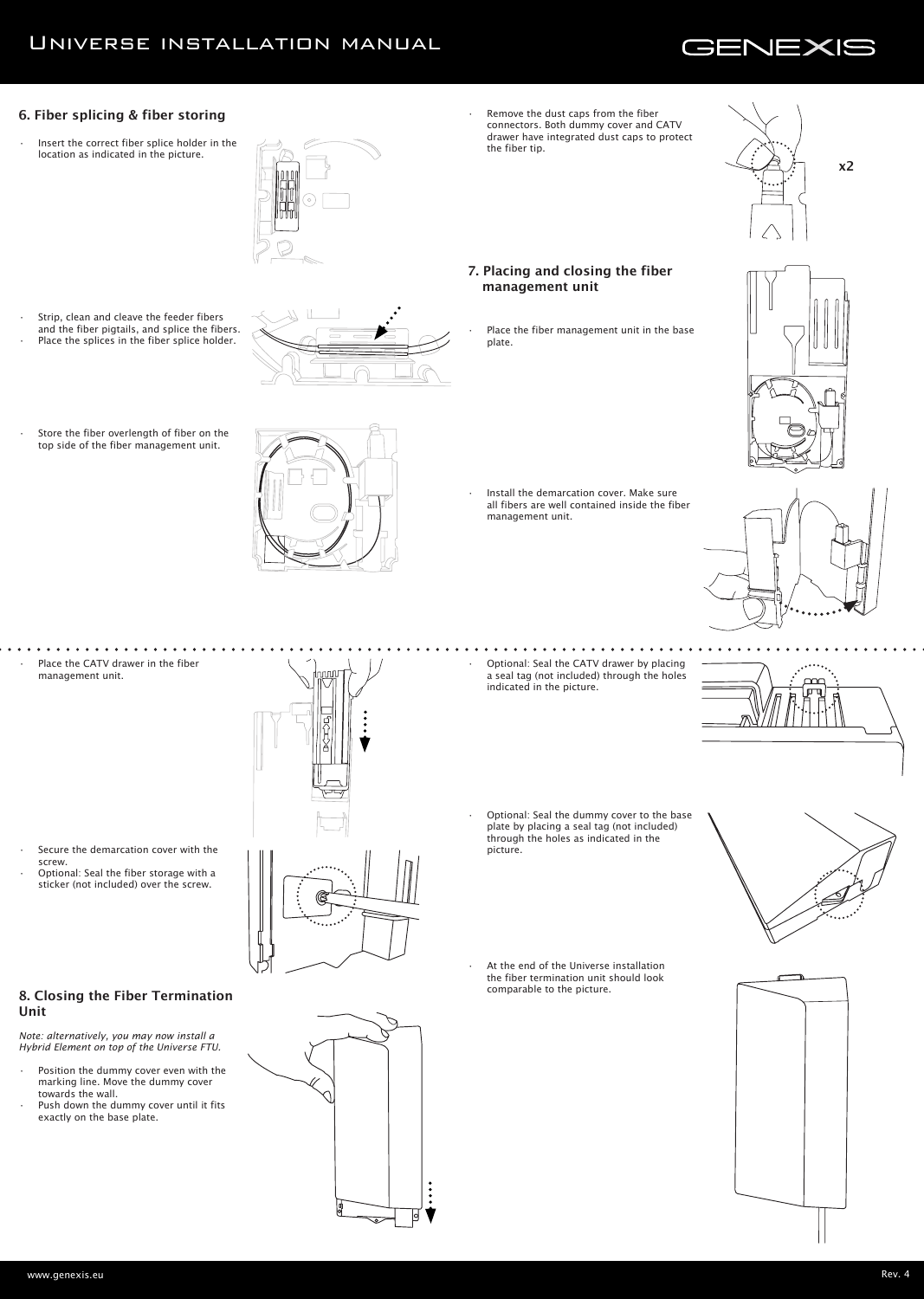## 6. Fiber splicing & fiber storing

- Insert the correct fiber splice holder in the location as indicated in the picture.

- Strip, clean and cleave the feeder fibers and the fiber pigtails, and splice the fibers.
- Place the splices in the fiber splice holder.

- Store the fiber overlength of fiber on the top side of the fiber management unit.

- Remove the dust caps from the fiber connectors. Both dummy cover and CATV drawer have integrated dust caps to protect the fiber tip.

x2

## 7. Placing and closing the fiber management unit

- Place the fiber management unit in the base plate.

- Install the demarcation cover. Make sure all fibers are well contained inside the fiber management unit.

- Place the CATV drawer in the fiber management unit.

- Secure the demarcation cover with the screw.
- Optional: Seal the fiber storage with a sticker (not included) over the screw.

- Optional: Seal the CATV drawer by placing a seal tag (not included) through the holes indicated in the picture.

- Optional: Seal the dummy cover to the base plate by placing a seal tag (not included) through the holes as indicated in the picture.

## 8. Closing the Fiber Termination Unit

*Note: alternatively, you may now install a Hybrid Element on top of the Universe FTU.*

- Position the dummy cover even with the marking line. Move the dummy cover towards the wall.
- Push down the dummy cover until it fits exactly on the base plate.

- At the end of the Universe installation the fiber termination unit should look comparable to the picture.